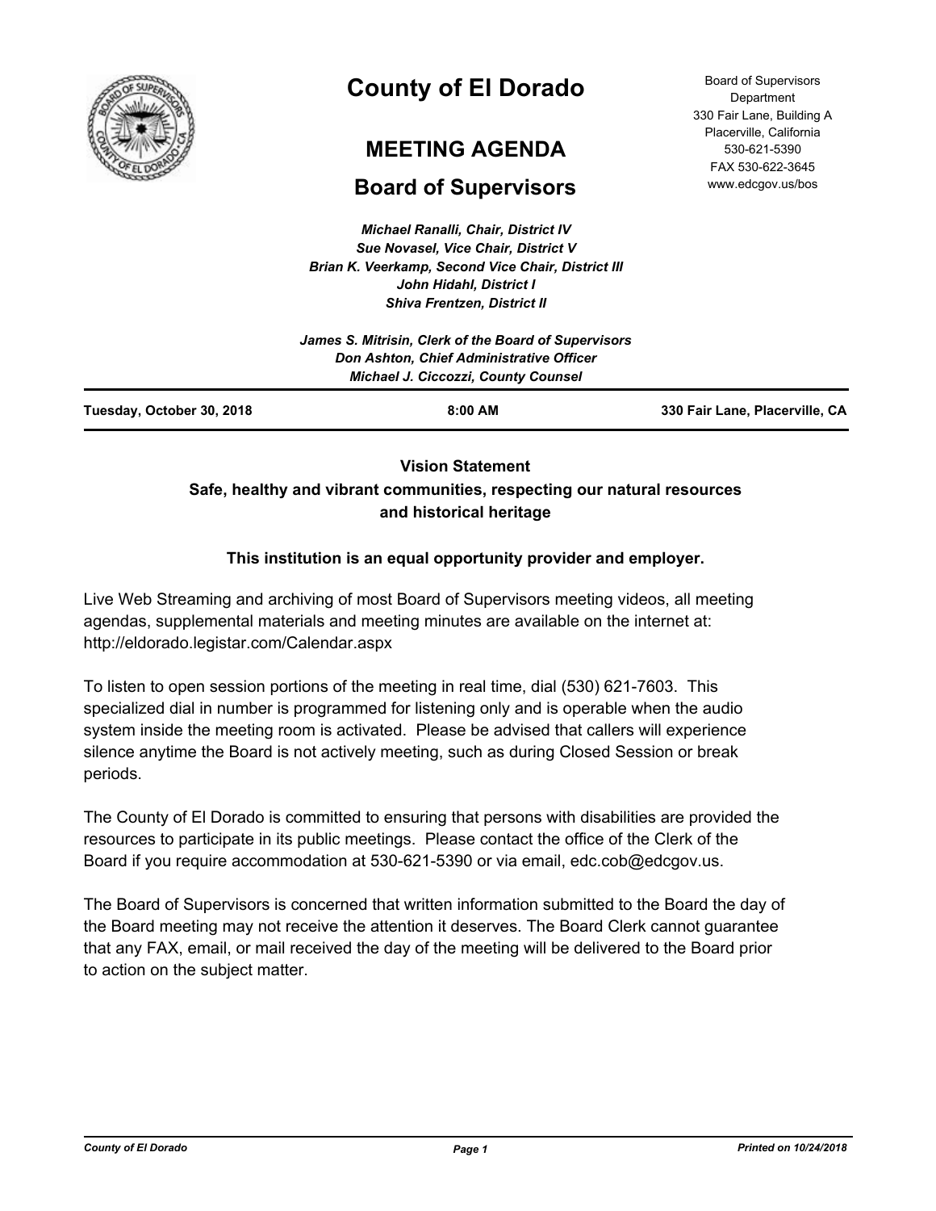# County of El Dorado

## MEETING AGENDA

## Board of Supervisors

Board of Supervisors Department
330 Fair Lane, Building A
Placerville, California
530-621-5390
FAX 530-622-3645
www.edcgov.us/bos

*Michael Ranalli, Chair, District IV*
*Sue Novasel, Vice Chair, District V*
*Brian K. Veerkamp, Second Vice Chair, District III*
*John Hidahl, District I*
*Shiva Frentzen, District II*

*James S. Mitrisin, Clerk of the Board of Supervisors*
*Don Ashton, Chief Administrative Officer*
*Michael J. Ciccozzi, County Counsel*

**Tuesday, October 30, 2018** | **8:00 AM** | **330 Fair Lane, Placerville, CA**

**Vision Statement**
**Safe, healthy and vibrant communities, respecting our natural resources and historical heritage**

**This institution is an equal opportunity provider and employer.**

Live Web Streaming and archiving of most Board of Supervisors meeting videos, all meeting agendas, supplemental materials and meeting minutes are available on the internet at: http://eldorado.legistar.com/Calendar.aspx

To listen to open session portions of the meeting in real time, dial (530) 621-7603. This specialized dial in number is programmed for listening only and is operable when the audio system inside the meeting room is activated. Please be advised that callers will experience silence anytime the Board is not actively meeting, such as during Closed Session or break periods.

The County of El Dorado is committed to ensuring that persons with disabilities are provided the resources to participate in its public meetings. Please contact the office of the Clerk of the Board if you require accommodation at 530-621-5390 or via email, edc.cob@edcgov.us.

The Board of Supervisors is concerned that written information submitted to the Board the day of the Board meeting may not receive the attention it deserves. The Board Clerk cannot guarantee that any FAX, email, or mail received the day of the meeting will be delivered to the Board prior to action on the subject matter.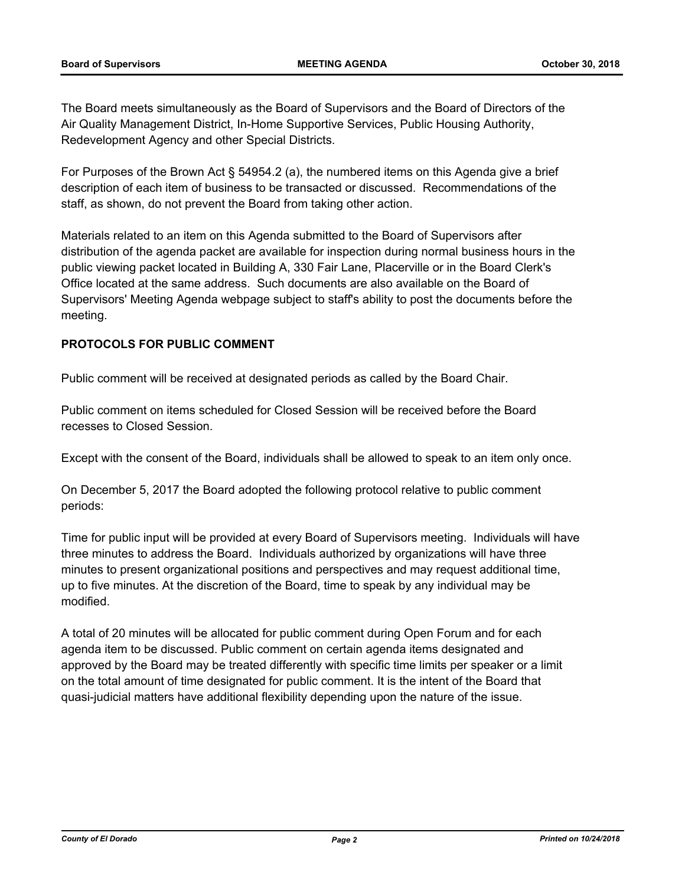The Board meets simultaneously as the Board of Supervisors and the Board of Directors of the Air Quality Management District, In-Home Supportive Services, Public Housing Authority, Redevelopment Agency and other Special Districts.

For Purposes of the Brown Act § 54954.2 (a), the numbered items on this Agenda give a brief description of each item of business to be transacted or discussed. Recommendations of the staff, as shown, do not prevent the Board from taking other action.

Materials related to an item on this Agenda submitted to the Board of Supervisors after distribution of the agenda packet are available for inspection during normal business hours in the public viewing packet located in Building A, 330 Fair Lane, Placerville or in the Board Clerk's Office located at the same address. Such documents are also available on the Board of Supervisors' Meeting Agenda webpage subject to staff's ability to post the documents before the meeting.

**PROTOCOLS FOR PUBLIC COMMENT**

Public comment will be received at designated periods as called by the Board Chair.

Public comment on items scheduled for Closed Session will be received before the Board recesses to Closed Session.

Except with the consent of the Board, individuals shall be allowed to speak to an item only once.

On December 5, 2017 the Board adopted the following protocol relative to public comment periods:

Time for public input will be provided at every Board of Supervisors meeting. Individuals will have three minutes to address the Board. Individuals authorized by organizations will have three minutes to present organizational positions and perspectives and may request additional time, up to five minutes. At the discretion of the Board, time to speak by any individual may be modified.

A total of 20 minutes will be allocated for public comment during Open Forum and for each agenda item to be discussed. Public comment on certain agenda items designated and approved by the Board may be treated differently with specific time limits per speaker or a limit on the total amount of time designated for public comment. It is the intent of the Board that quasi-judicial matters have additional flexibility depending upon the nature of the issue.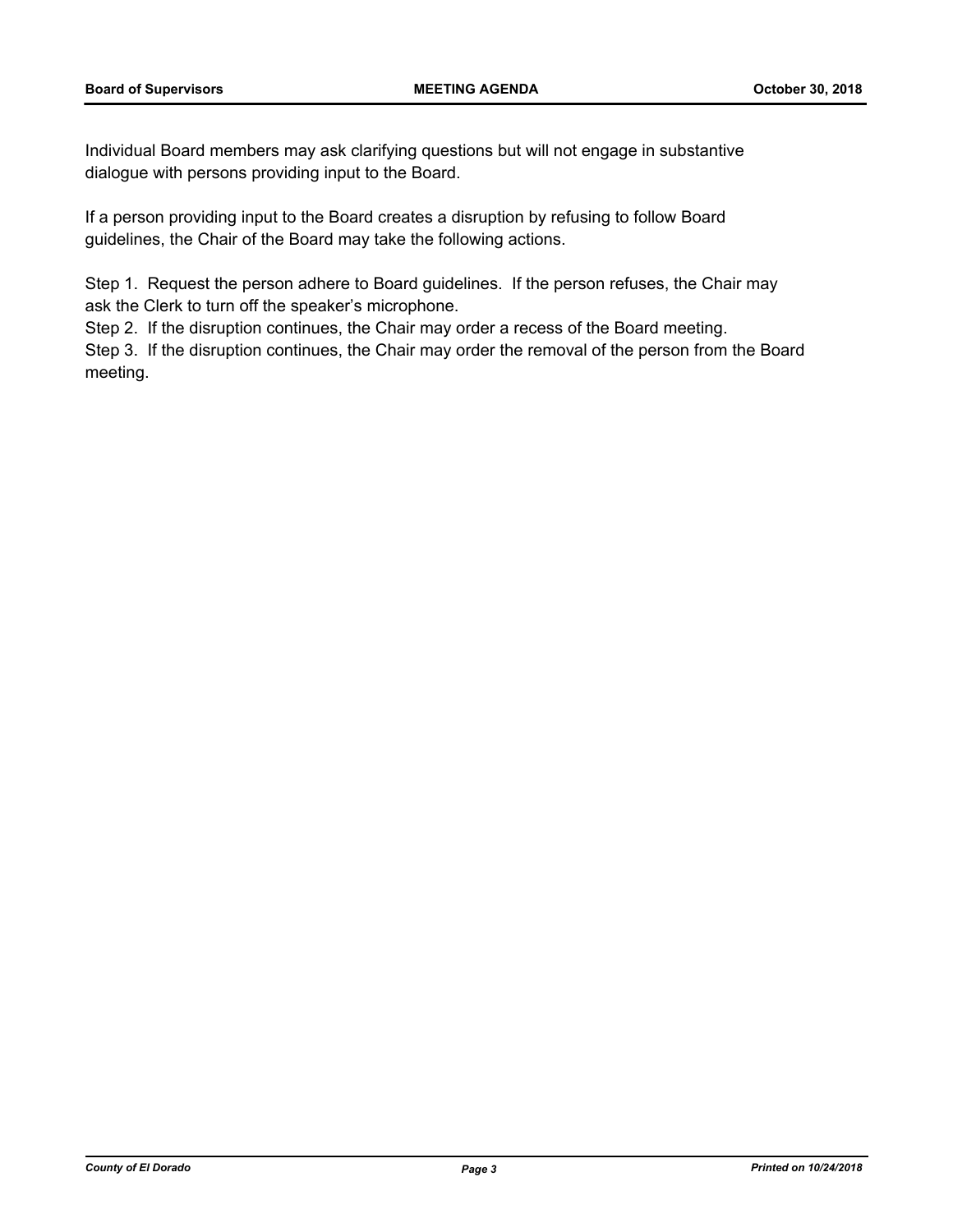Individual Board members may ask clarifying questions but will not engage in substantive dialogue with persons providing input to the Board.

If a person providing input to the Board creates a disruption by refusing to follow Board guidelines, the Chair of the Board may take the following actions.

Step 1. Request the person adhere to Board guidelines. If the person refuses, the Chair may ask the Clerk to turn off the speaker's microphone.
Step 2. If the disruption continues, the Chair may order a recess of the Board meeting.
Step 3. If the disruption continues, the Chair may order the removal of the person from the Board meeting.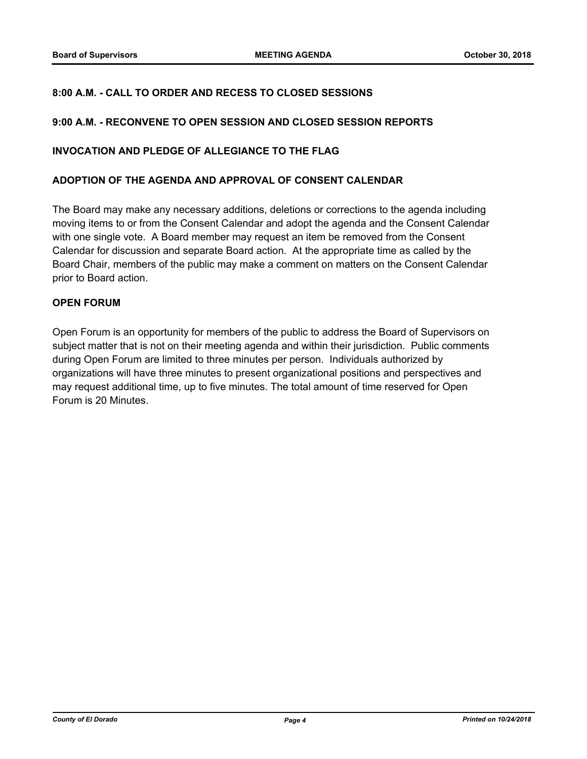## 8:00 A.M. - CALL TO ORDER AND RECESS TO CLOSED SESSIONS

## 9:00 A.M. - RECONVENE TO OPEN SESSION AND CLOSED SESSION REPORTS

## INVOCATION AND PLEDGE OF ALLEGIANCE TO THE FLAG

## ADOPTION OF THE AGENDA AND APPROVAL OF CONSENT CALENDAR

The Board may make any necessary additions, deletions or corrections to the agenda including moving items to or from the Consent Calendar and adopt the agenda and the Consent Calendar with one single vote. A Board member may request an item be removed from the Consent Calendar for discussion and separate Board action. At the appropriate time as called by the Board Chair, members of the public may make a comment on matters on the Consent Calendar prior to Board action.

## OPEN FORUM

Open Forum is an opportunity for members of the public to address the Board of Supervisors on subject matter that is not on their meeting agenda and within their jurisdiction. Public comments during Open Forum are limited to three minutes per person. Individuals authorized by organizations will have three minutes to present organizational positions and perspectives and may request additional time, up to five minutes. The total amount of time reserved for Open Forum is 20 Minutes.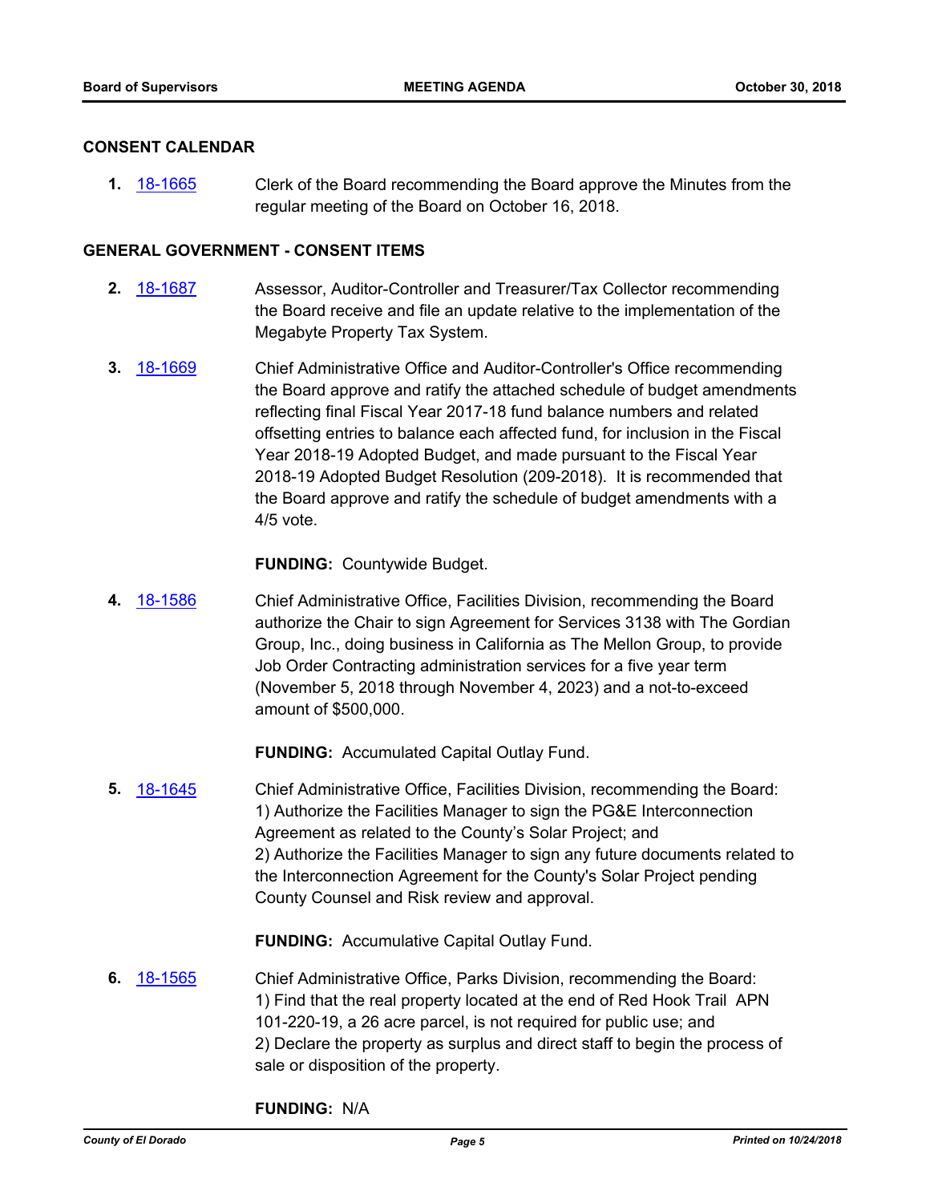## CONSENT CALENDAR

1. 18-1665 Clerk of the Board recommending the Board approve the Minutes from the regular meeting of the Board on October 16, 2018.

## GENERAL GOVERNMENT - CONSENT ITEMS

2. 18-1687 Assessor, Auditor-Controller and Treasurer/Tax Collector recommending the Board receive and file an update relative to the implementation of the Megabyte Property Tax System.

3. 18-1669 Chief Administrative Office and Auditor-Controller's Office recommending the Board approve and ratify the attached schedule of budget amendments reflecting final Fiscal Year 2017-18 fund balance numbers and related offsetting entries to balance each affected fund, for inclusion in the Fiscal Year 2018-19 Adopted Budget, and made pursuant to the Fiscal Year 2018-19 Adopted Budget Resolution (209-2018). It is recommended that the Board approve and ratify the schedule of budget amendments with a 4/5 vote.

   **FUNDING:** Countywide Budget.

4. 18-1586 Chief Administrative Office, Facilities Division, recommending the Board authorize the Chair to sign Agreement for Services 3138 with The Gordian Group, Inc., doing business in California as The Mellon Group, to provide Job Order Contracting administration services for a five year term (November 5, 2018 through November 4, 2023) and a not-to-exceed amount of $500,000.

   **FUNDING:** Accumulated Capital Outlay Fund.

5. 18-1645 Chief Administrative Office, Facilities Division, recommending the Board:
   1) Authorize the Facilities Manager to sign the PG&E Interconnection Agreement as related to the County's Solar Project; and
   2) Authorize the Facilities Manager to sign any future documents related to the Interconnection Agreement for the County's Solar Project pending County Counsel and Risk review and approval.

   **FUNDING:** Accumulative Capital Outlay Fund.

6. 18-1565 Chief Administrative Office, Parks Division, recommending the Board:
   1) Find that the real property located at the end of Red Hook Trail APN 101-220-19, a 26 acre parcel, is not required for public use; and
   2) Declare the property as surplus and direct staff to begin the process of sale or disposition of the property.

   **FUNDING:** N/A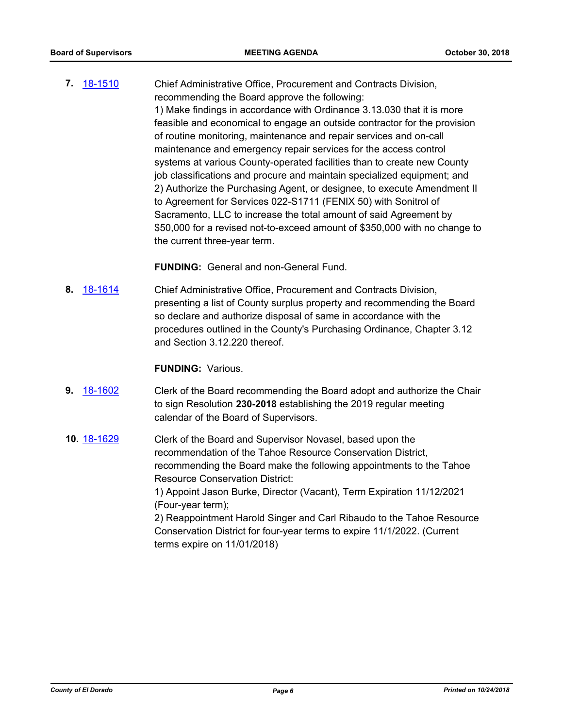**7.** 18-1510 Chief Administrative Office, Procurement and Contracts Division, recommending the Board approve the following:
1) Make findings in accordance with Ordinance 3.13.030 that it is more feasible and economical to engage an outside contractor for the provision of routine monitoring, maintenance and repair services and on-call maintenance and emergency repair services for the access control systems at various County-operated facilities than to create new County job classifications and procure and maintain specialized equipment; and
2) Authorize the Purchasing Agent, or designee, to execute Amendment II to Agreement for Services 022-S1711 (FENIX 50) with Sonitrol of Sacramento, LLC to increase the total amount of said Agreement by $50,000 for a revised not-to-exceed amount of $350,000 with no change to the current three-year term.

**FUNDING:** General and non-General Fund.

**8.** 18-1614 Chief Administrative Office, Procurement and Contracts Division, presenting a list of County surplus property and recommending the Board so declare and authorize disposal of same in accordance with the procedures outlined in the County's Purchasing Ordinance, Chapter 3.12 and Section 3.12.220 thereof.

**FUNDING:** Various.

**9.** 18-1602 Clerk of the Board recommending the Board adopt and authorize the Chair to sign Resolution **230-2018** establishing the 2019 regular meeting calendar of the Board of Supervisors.

**10.** 18-1629 Clerk of the Board and Supervisor Novasel, based upon the recommendation of the Tahoe Resource Conservation District, recommending the Board make the following appointments to the Tahoe Resource Conservation District:
1) Appoint Jason Burke, Director (Vacant), Term Expiration 11/12/2021 (Four-year term);
2) Reappointment Harold Singer and Carl Ribaudo to the Tahoe Resource Conservation District for four-year terms to expire 11/1/2022. (Current terms expire on 11/01/2018)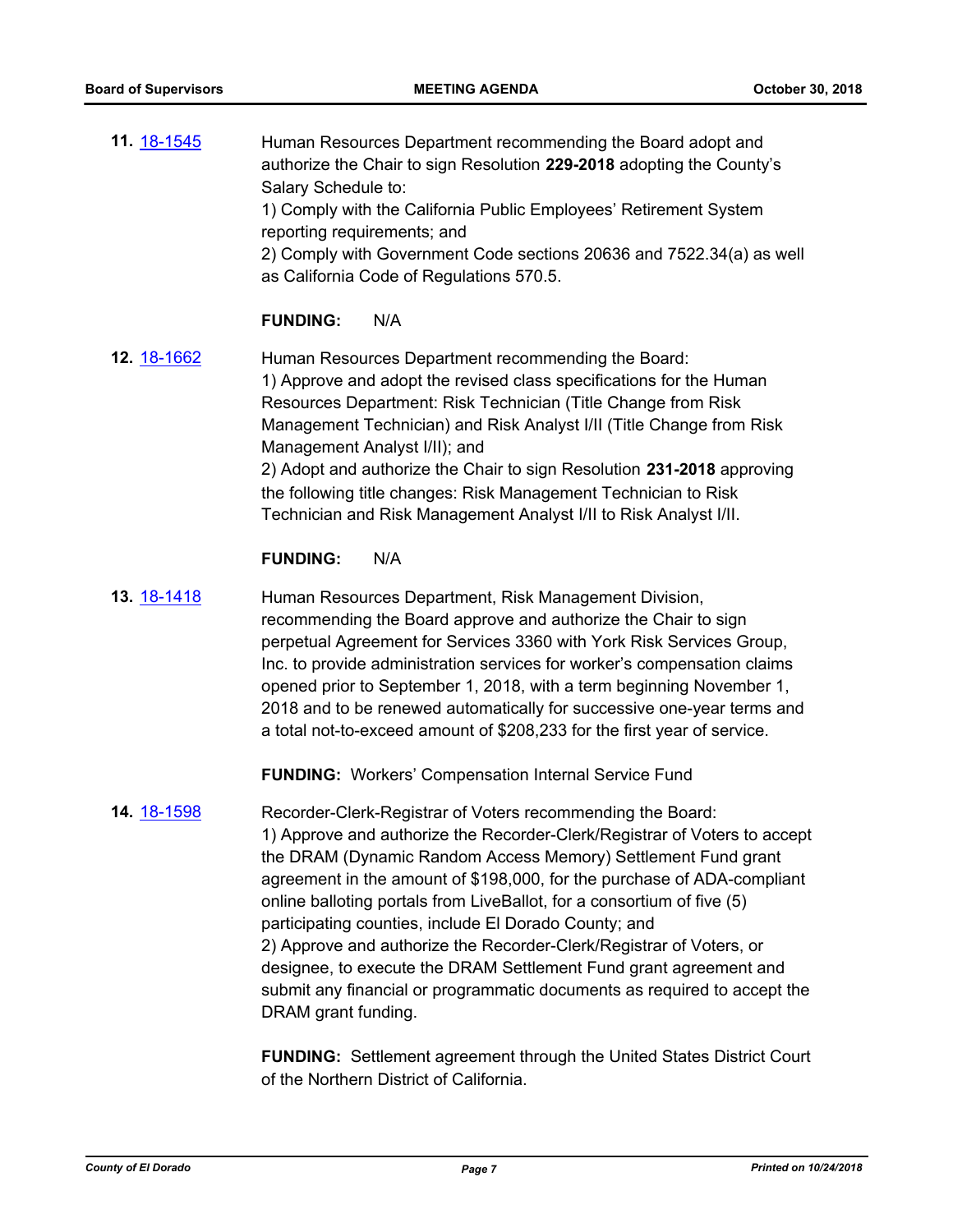**11.** [18-1545](18-1545) Human Resources Department recommending the Board adopt and authorize the Chair to sign Resolution **229-2018** adopting the County's Salary Schedule to:
1) Comply with the California Public Employees' Retirement System reporting requirements; and
2) Comply with Government Code sections 20636 and 7522.34(a) as well as California Code of Regulations 570.5.

**FUNDING:** N/A

**12.** [18-1662](18-1662) Human Resources Department recommending the Board:
1) Approve and adopt the revised class specifications for the Human Resources Department: Risk Technician (Title Change from Risk Management Technician) and Risk Analyst I/II (Title Change from Risk Management Analyst I/II); and
2) Adopt and authorize the Chair to sign Resolution **231-2018** approving the following title changes: Risk Management Technician to Risk Technician and Risk Management Analyst I/II to Risk Analyst I/II.

**FUNDING:** N/A

**13.** [18-1418](18-1418) Human Resources Department, Risk Management Division, recommending the Board approve and authorize the Chair to sign perpetual Agreement for Services 3360 with York Risk Services Group, Inc. to provide administration services for worker's compensation claims opened prior to September 1, 2018, with a term beginning November 1, 2018 and to be renewed automatically for successive one-year terms and a total not-to-exceed amount of $208,233 for the first year of service.

**FUNDING:** Workers' Compensation Internal Service Fund

**14.** [18-1598](18-1598) Recorder-Clerk-Registrar of Voters recommending the Board:
1) Approve and authorize the Recorder-Clerk/Registrar of Voters to accept the DRAM (Dynamic Random Access Memory) Settlement Fund grant agreement in the amount of $198,000, for the purchase of ADA-compliant online balloting portals from LiveBallot, for a consortium of five (5) participating counties, include El Dorado County; and
2) Approve and authorize the Recorder-Clerk/Registrar of Voters, or designee, to execute the DRAM Settlement Fund grant agreement and submit any financial or programmatic documents as required to accept the DRAM grant funding.

**FUNDING:** Settlement agreement through the United States District Court of the Northern District of California.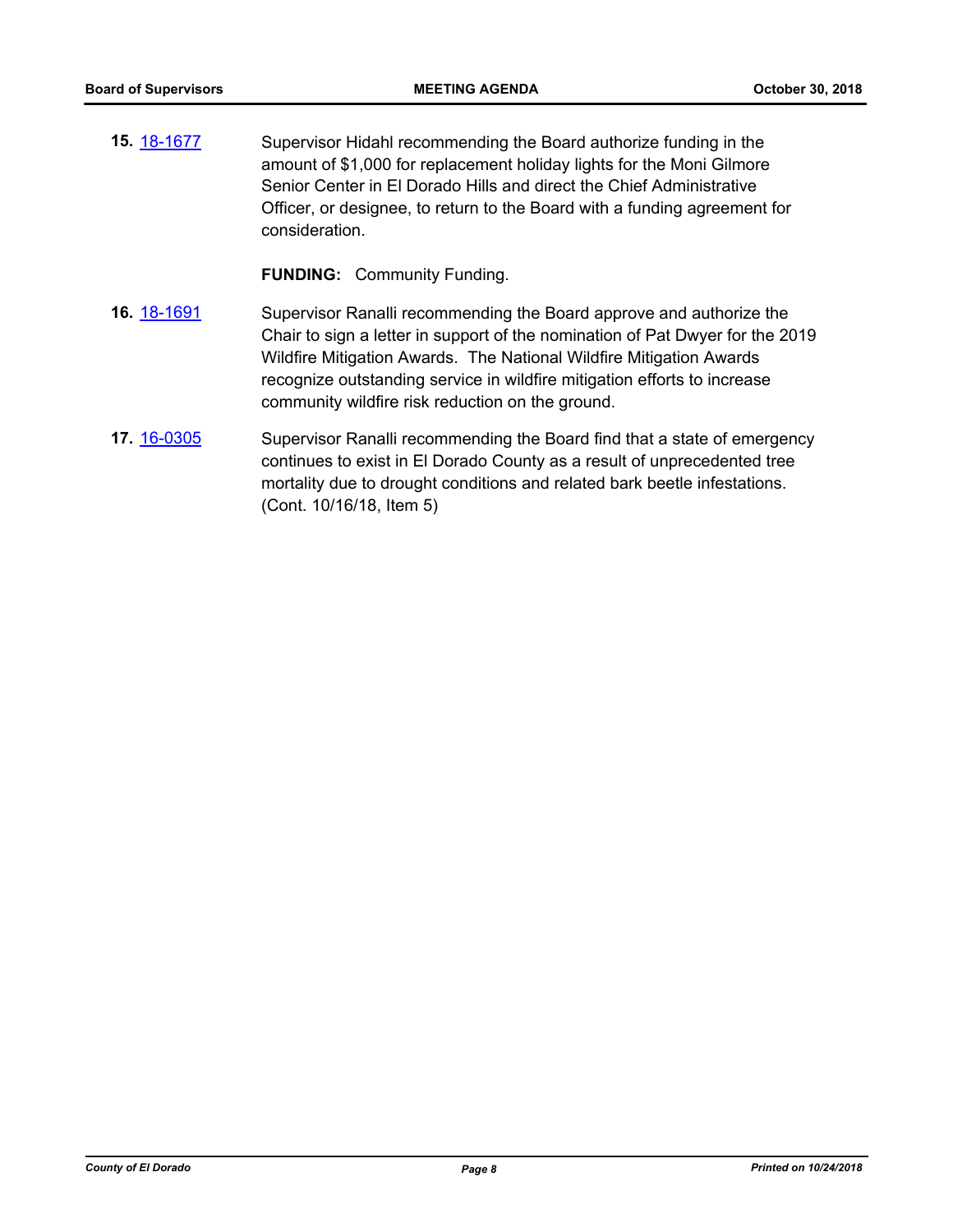**15.** 18-1677 Supervisor Hidahl recommending the Board authorize funding in the amount of $1,000 for replacement holiday lights for the Moni Gilmore Senior Center in El Dorado Hills and direct the Chief Administrative Officer, or designee, to return to the Board with a funding agreement for consideration.

**FUNDING:** Community Funding.

**16.** 18-1691 Supervisor Ranalli recommending the Board approve and authorize the Chair to sign a letter in support of the nomination of Pat Dwyer for the 2019 Wildfire Mitigation Awards. The National Wildfire Mitigation Awards recognize outstanding service in wildfire mitigation efforts to increase community wildfire risk reduction on the ground.

**17.** 16-0305 Supervisor Ranalli recommending the Board find that a state of emergency continues to exist in El Dorado County as a result of unprecedented tree mortality due to drought conditions and related bark beetle infestations. (Cont. 10/16/18, Item 5)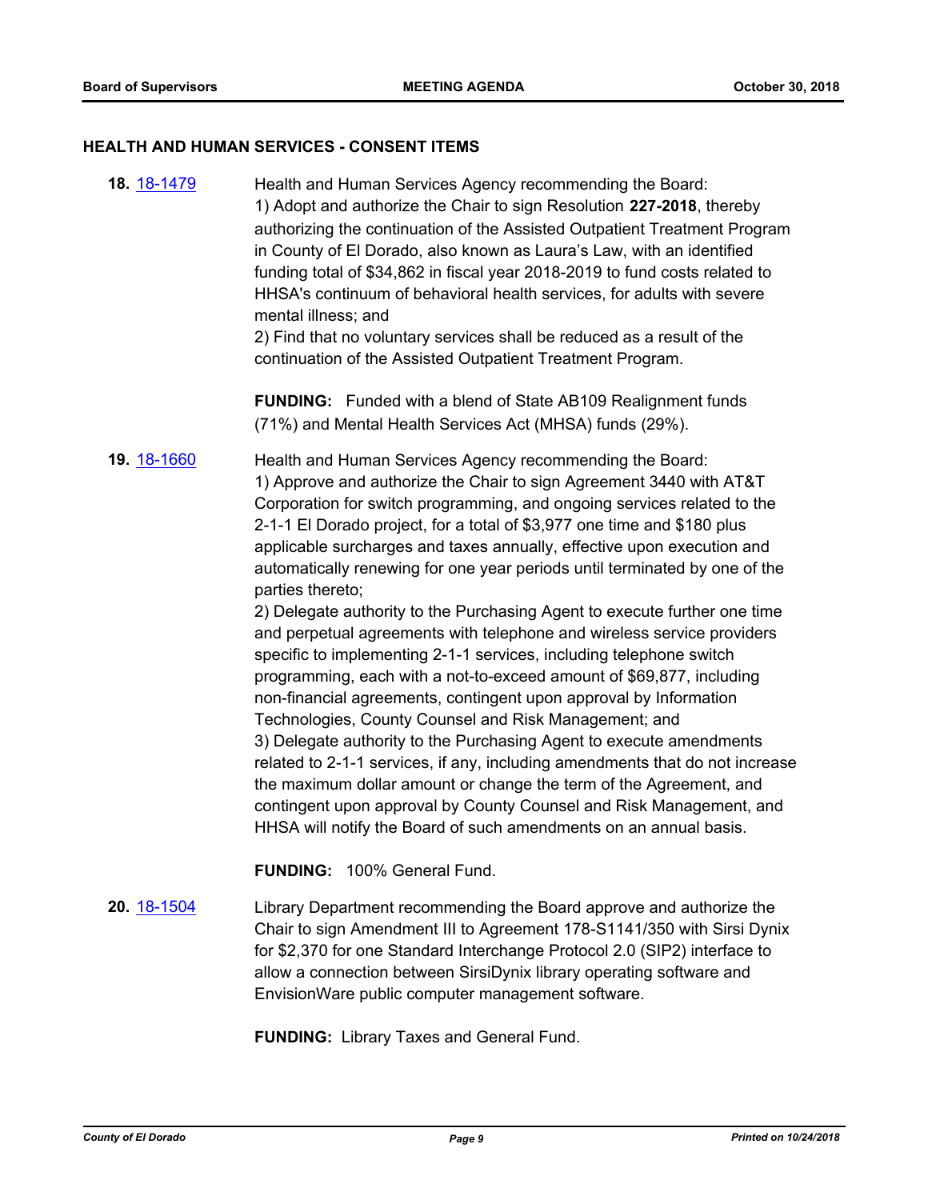## HEALTH AND HUMAN SERVICES - CONSENT ITEMS

**18.** 18-1479 Health and Human Services Agency recommending the Board:
1) Adopt and authorize the Chair to sign Resolution **227-2018**, thereby authorizing the continuation of the Assisted Outpatient Treatment Program in County of El Dorado, also known as Laura's Law, with an identified funding total of $34,862 in fiscal year 2018-2019 to fund costs related to HHSA's continuum of behavioral health services, for adults with severe mental illness; and
2) Find that no voluntary services shall be reduced as a result of the continuation of the Assisted Outpatient Treatment Program.

**FUNDING:** Funded with a blend of State AB109 Realignment funds (71%) and Mental Health Services Act (MHSA) funds (29%).

**19.** 18-1660 Health and Human Services Agency recommending the Board:
1) Approve and authorize the Chair to sign Agreement 3440 with AT&T Corporation for switch programming, and ongoing services related to the 2-1-1 El Dorado project, for a total of $3,977 one time and $180 plus applicable surcharges and taxes annually, effective upon execution and automatically renewing for one year periods until terminated by one of the parties thereto;
2) Delegate authority to the Purchasing Agent to execute further one time and perpetual agreements with telephone and wireless service providers specific to implementing 2-1-1 services, including telephone switch programming, each with a not-to-exceed amount of $69,877, including non-financial agreements, contingent upon approval by Information Technologies, County Counsel and Risk Management; and
3) Delegate authority to the Purchasing Agent to execute amendments related to 2-1-1 services, if any, including amendments that do not increase the maximum dollar amount or change the term of the Agreement, and contingent upon approval by County Counsel and Risk Management, and HHSA will notify the Board of such amendments on an annual basis.

**FUNDING:** 100% General Fund.

**20.** 18-1504 Library Department recommending the Board approve and authorize the Chair to sign Amendment III to Agreement 178-S1141/350 with Sirsi Dynix for $2,370 for one Standard Interchange Protocol 2.0 (SIP2) interface to allow a connection between SirsiDynix library operating software and EnvisionWare public computer management software.

**FUNDING:** Library Taxes and General Fund.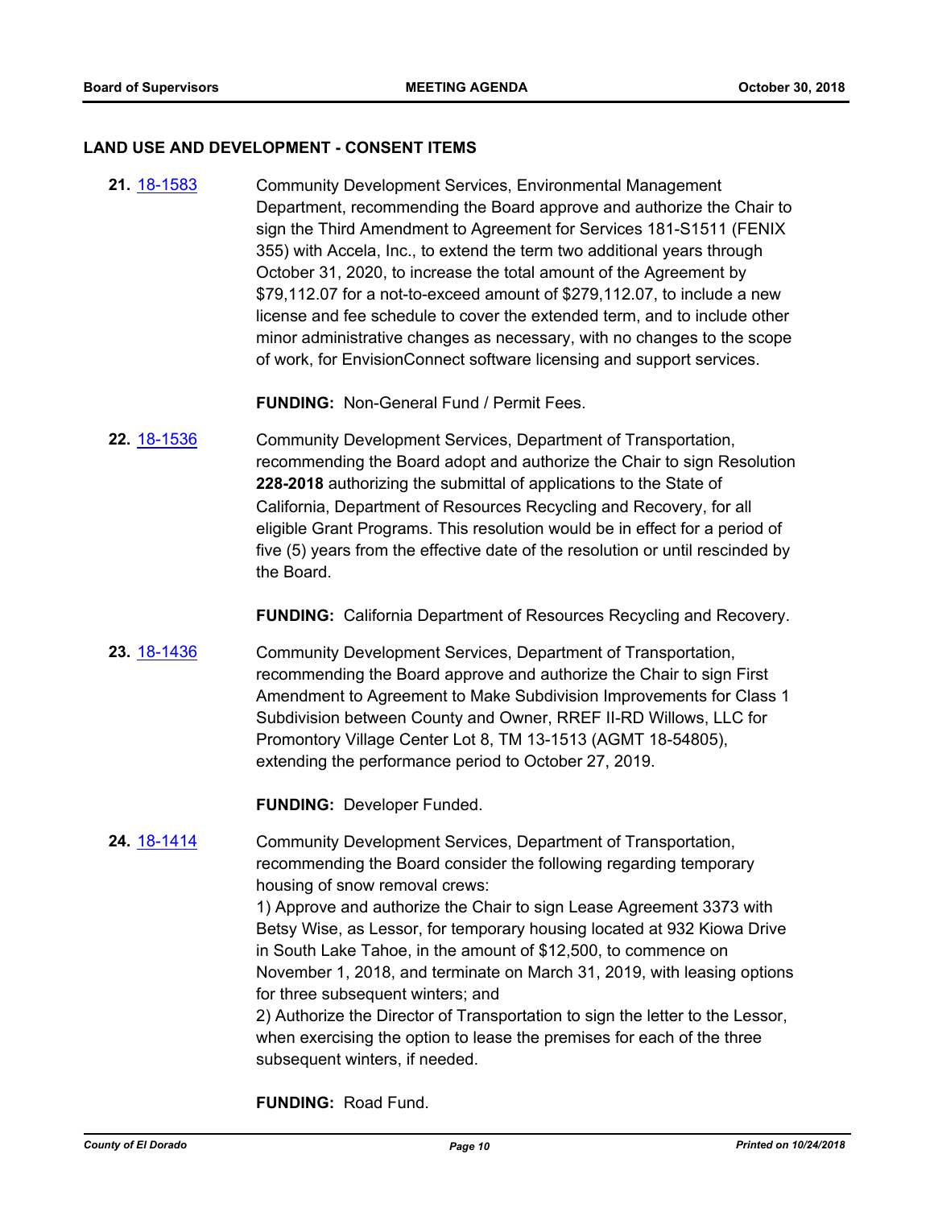## LAND USE AND DEVELOPMENT - CONSENT ITEMS

**21.** [18-1583](18-1583) Community Development Services, Environmental Management Department, recommending the Board approve and authorize the Chair to sign the Third Amendment to Agreement for Services 181-S1511 (FENIX 355) with Accela, Inc., to extend the term two additional years through October 31, 2020, to increase the total amount of the Agreement by $79,112.07 for a not-to-exceed amount of $279,112.07, to include a new license and fee schedule to cover the extended term, and to include other minor administrative changes as necessary, with no changes to the scope of work, for EnvisionConnect software licensing and support services.

**FUNDING:** Non-General Fund / Permit Fees.

**22.** [18-1536](18-1536) Community Development Services, Department of Transportation, recommending the Board adopt and authorize the Chair to sign Resolution **228-2018** authorizing the submittal of applications to the State of California, Department of Resources Recycling and Recovery, for all eligible Grant Programs. This resolution would be in effect for a period of five (5) years from the effective date of the resolution or until rescinded by the Board.

**FUNDING:** California Department of Resources Recycling and Recovery.

**23.** [18-1436](18-1436) Community Development Services, Department of Transportation, recommending the Board approve and authorize the Chair to sign First Amendment to Agreement to Make Subdivision Improvements for Class 1 Subdivision between County and Owner, RREF II-RD Willows, LLC for Promontory Village Center Lot 8, TM 13-1513 (AGMT 18-54805), extending the performance period to October 27, 2019.

**FUNDING:** Developer Funded.

**24.** [18-1414](18-1414) Community Development Services, Department of Transportation, recommending the Board consider the following regarding temporary housing of snow removal crews:

1) Approve and authorize the Chair to sign Lease Agreement 3373 with Betsy Wise, as Lessor, for temporary housing located at 932 Kiowa Drive in South Lake Tahoe, in the amount of $12,500, to commence on November 1, 2018, and terminate on March 31, 2019, with leasing options for three subsequent winters; and

2) Authorize the Director of Transportation to sign the letter to the Lessor, when exercising the option to lease the premises for each of the three subsequent winters, if needed.

**FUNDING:** Road Fund.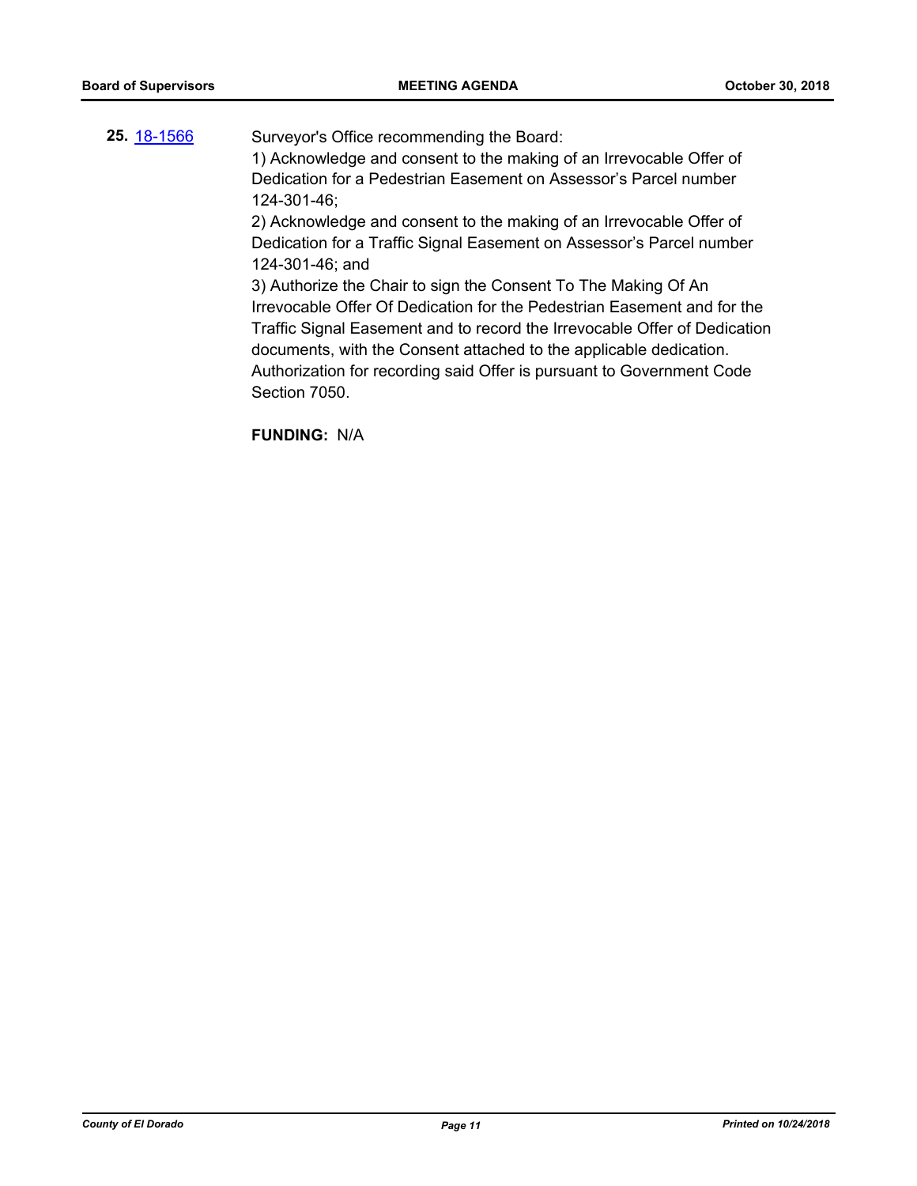**25.** [18-1566](18-1566)

Surveyor's Office recommending the Board:

1) Acknowledge and consent to the making of an Irrevocable Offer of Dedication for a Pedestrian Easement on Assessor's Parcel number 124-301-46;

2) Acknowledge and consent to the making of an Irrevocable Offer of Dedication for a Traffic Signal Easement on Assessor's Parcel number 124-301-46; and

3) Authorize the Chair to sign the Consent To The Making Of An Irrevocable Offer Of Dedication for the Pedestrian Easement and for the Traffic Signal Easement and to record the Irrevocable Offer of Dedication documents, with the Consent attached to the applicable dedication. Authorization for recording said Offer is pursuant to Government Code Section 7050.

**FUNDING:** N/A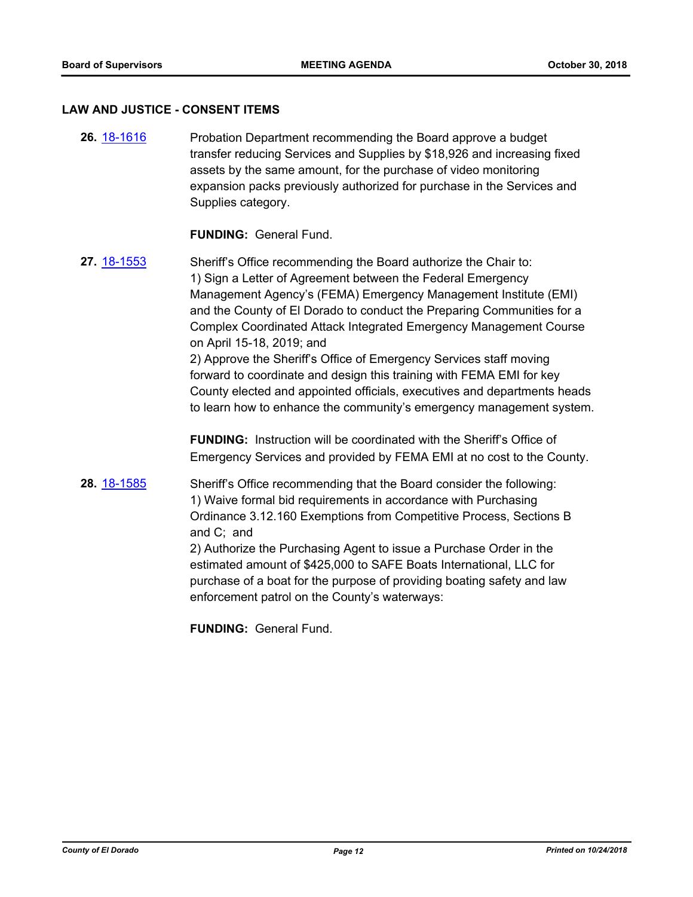## LAW AND JUSTICE - CONSENT ITEMS

**26.** 18-1616

Probation Department recommending the Board approve a budget transfer reducing Services and Supplies by $18,926 and increasing fixed assets by the same amount, for the purchase of video monitoring expansion packs previously authorized for purchase in the Services and Supplies category.

**FUNDING:** General Fund.

**27.** 18-1553

Sheriff's Office recommending the Board authorize the Chair to:
1) Sign a Letter of Agreement between the Federal Emergency Management Agency's (FEMA) Emergency Management Institute (EMI) and the County of El Dorado to conduct the Preparing Communities for a Complex Coordinated Attack Integrated Emergency Management Course on April 15-18, 2019; and
2) Approve the Sheriff's Office of Emergency Services staff moving forward to coordinate and design this training with FEMA EMI for key County elected and appointed officials, executives and departments heads to learn how to enhance the community's emergency management system.

**FUNDING:** Instruction will be coordinated with the Sheriff's Office of Emergency Services and provided by FEMA EMI at no cost to the County.

**28.** 18-1585

Sheriff's Office recommending that the Board consider the following:
1) Waive formal bid requirements in accordance with Purchasing Ordinance 3.12.160 Exemptions from Competitive Process, Sections B and C; and
2) Authorize the Purchasing Agent to issue a Purchase Order in the estimated amount of $425,000 to SAFE Boats International, LLC for purchase of a boat for the purpose of providing boating safety and law enforcement patrol on the County's waterways:

**FUNDING:** General Fund.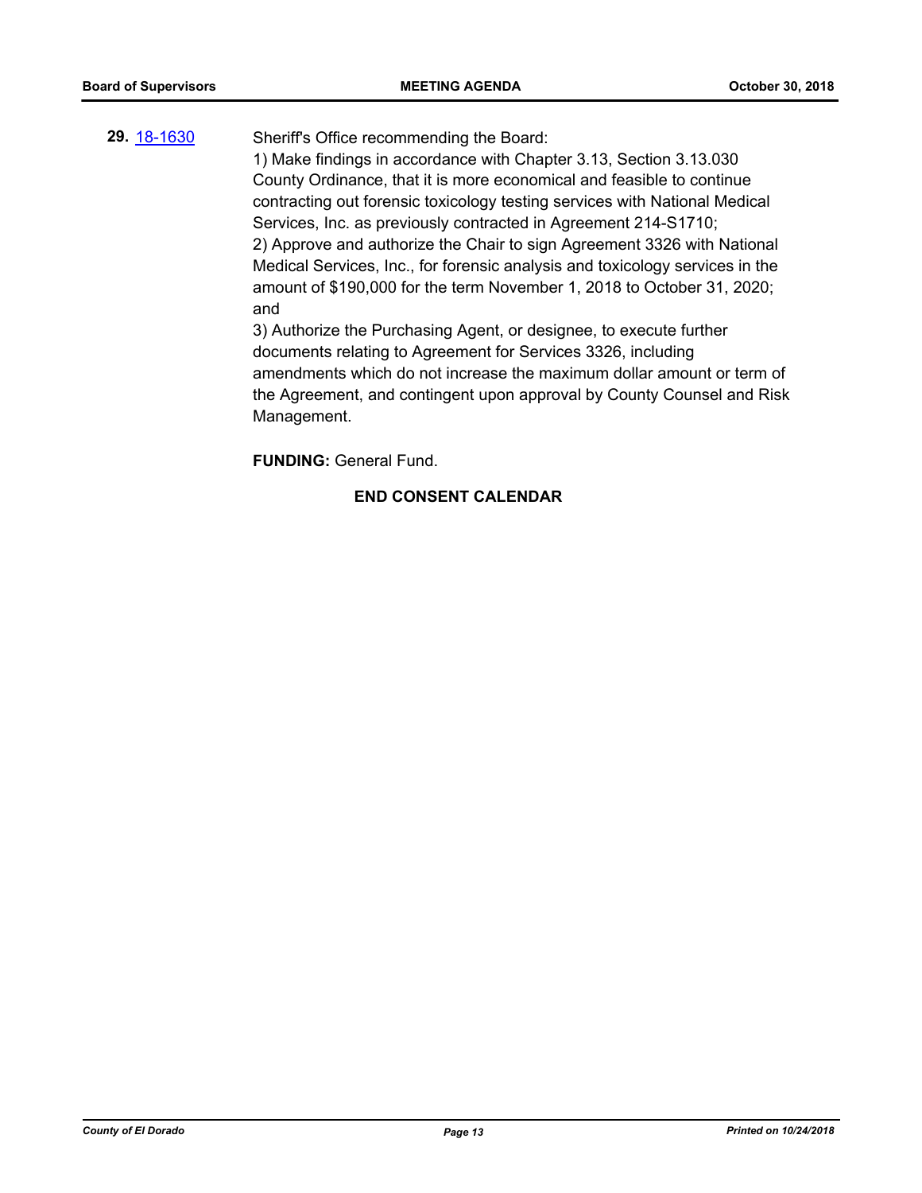**29.** [18-1630](18-1630) Sheriff's Office recommending the Board:

1) Make findings in accordance with Chapter 3.13, Section 3.13.030 County Ordinance, that it is more economical and feasible to continue contracting out forensic toxicology testing services with National Medical Services, Inc. as previously contracted in Agreement 214-S1710;
2) Approve and authorize the Chair to sign Agreement 3326 with National Medical Services, Inc., for forensic analysis and toxicology services in the amount of $190,000 for the term November 1, 2018 to October 31, 2020; and
3) Authorize the Purchasing Agent, or designee, to execute further documents relating to Agreement for Services 3326, including amendments which do not increase the maximum dollar amount or term of the Agreement, and contingent upon approval by County Counsel and Risk Management.

**FUNDING:** General Fund.

**END CONSENT CALENDAR**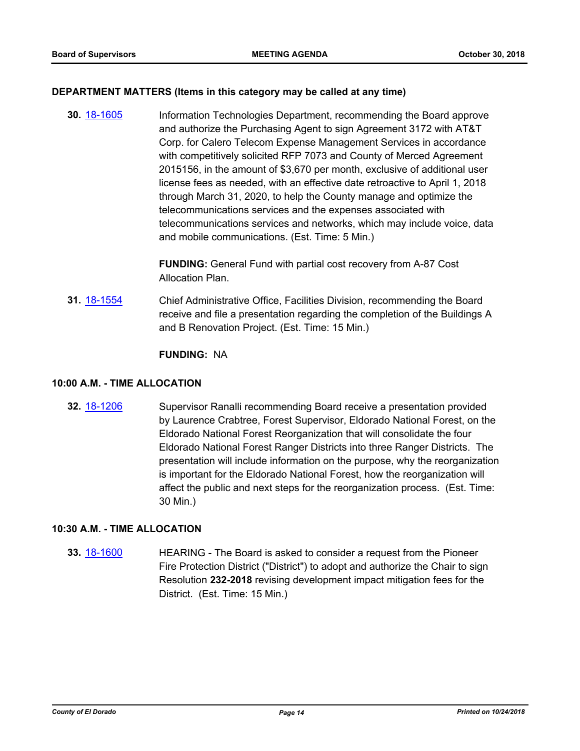### DEPARTMENT MATTERS (Items in this category may be called at any time)

**30.** 18-1605 Information Technologies Department, recommending the Board approve and authorize the Purchasing Agent to sign Agreement 3172 with AT&T Corp. for Calero Telecom Expense Management Services in accordance with competitively solicited RFP 7073 and County of Merced Agreement 2015156, in the amount of $3,670 per month, exclusive of additional user license fees as needed, with an effective date retroactive to April 1, 2018 through March 31, 2020, to help the County manage and optimize the telecommunications services and the expenses associated with telecommunications services and networks, which may include voice, data and mobile communications. (Est. Time: 5 Min.)

**FUNDING:** General Fund with partial cost recovery from A-87 Cost Allocation Plan.

**31.** 18-1554 Chief Administrative Office, Facilities Division, recommending the Board receive and file a presentation regarding the completion of the Buildings A and B Renovation Project. (Est. Time: 15 Min.)

**FUNDING:** NA

### 10:00 A.M. - TIME ALLOCATION

**32.** 18-1206 Supervisor Ranalli recommending Board receive a presentation provided by Laurence Crabtree, Forest Supervisor, Eldorado National Forest, on the Eldorado National Forest Reorganization that will consolidate the four Eldorado National Forest Ranger Districts into three Ranger Districts. The presentation will include information on the purpose, why the reorganization is important for the Eldorado National Forest, how the reorganization will affect the public and next steps for the reorganization process. (Est. Time: 30 Min.)

### 10:30 A.M. - TIME ALLOCATION

**33.** 18-1600 HEARING - The Board is asked to consider a request from the Pioneer Fire Protection District ("District") to adopt and authorize the Chair to sign Resolution **232-2018** revising development impact mitigation fees for the District. (Est. Time: 15 Min.)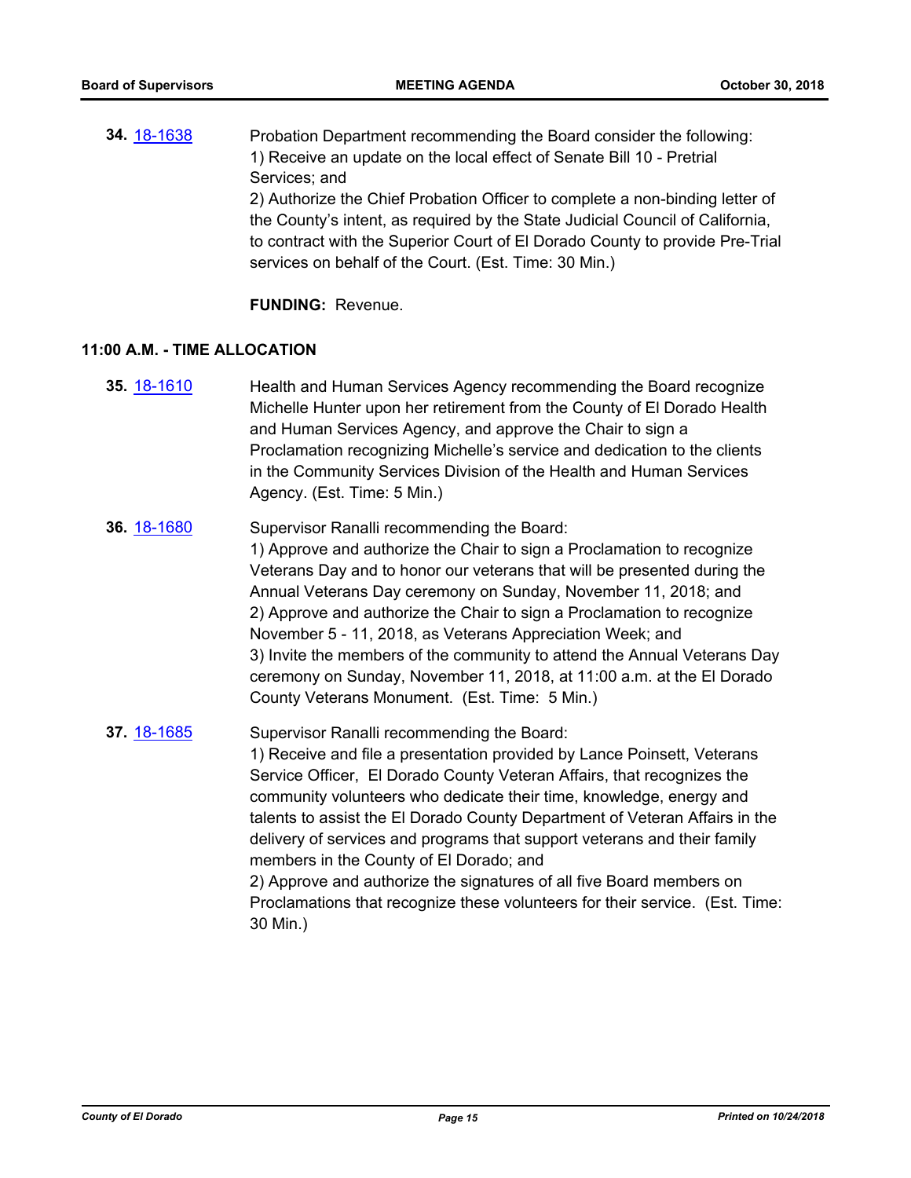**34.** [18-1638](18-1638) Probation Department recommending the Board consider the following:
1) Receive an update on the local effect of Senate Bill 10 - Pretrial Services; and
2) Authorize the Chief Probation Officer to complete a non-binding letter of the County's intent, as required by the State Judicial Council of California, to contract with the Superior Court of El Dorado County to provide Pre-Trial services on behalf of the Court. (Est. Time: 30 Min.)

**FUNDING:** Revenue.

## 11:00 A.M. - TIME ALLOCATION

**35.** [18-1610](18-1610) Health and Human Services Agency recommending the Board recognize Michelle Hunter upon her retirement from the County of El Dorado Health and Human Services Agency, and approve the Chair to sign a Proclamation recognizing Michelle's service and dedication to the clients in the Community Services Division of the Health and Human Services Agency. (Est. Time: 5 Min.)

**36.** [18-1680](18-1680) Supervisor Ranalli recommending the Board:
1) Approve and authorize the Chair to sign a Proclamation to recognize Veterans Day and to honor our veterans that will be presented during the Annual Veterans Day ceremony on Sunday, November 11, 2018; and
2) Approve and authorize the Chair to sign a Proclamation to recognize November 5 - 11, 2018, as Veterans Appreciation Week; and
3) Invite the members of the community to attend the Annual Veterans Day ceremony on Sunday, November 11, 2018, at 11:00 a.m. at the El Dorado County Veterans Monument. (Est. Time: 5 Min.)

**37.** [18-1685](18-1685) Supervisor Ranalli recommending the Board:
1) Receive and file a presentation provided by Lance Poinsett, Veterans Service Officer, El Dorado County Veteran Affairs, that recognizes the community volunteers who dedicate their time, knowledge, energy and talents to assist the El Dorado County Department of Veteran Affairs in the delivery of services and programs that support veterans and their family members in the County of El Dorado; and
2) Approve and authorize the signatures of all five Board members on Proclamations that recognize these volunteers for their service. (Est. Time: 30 Min.)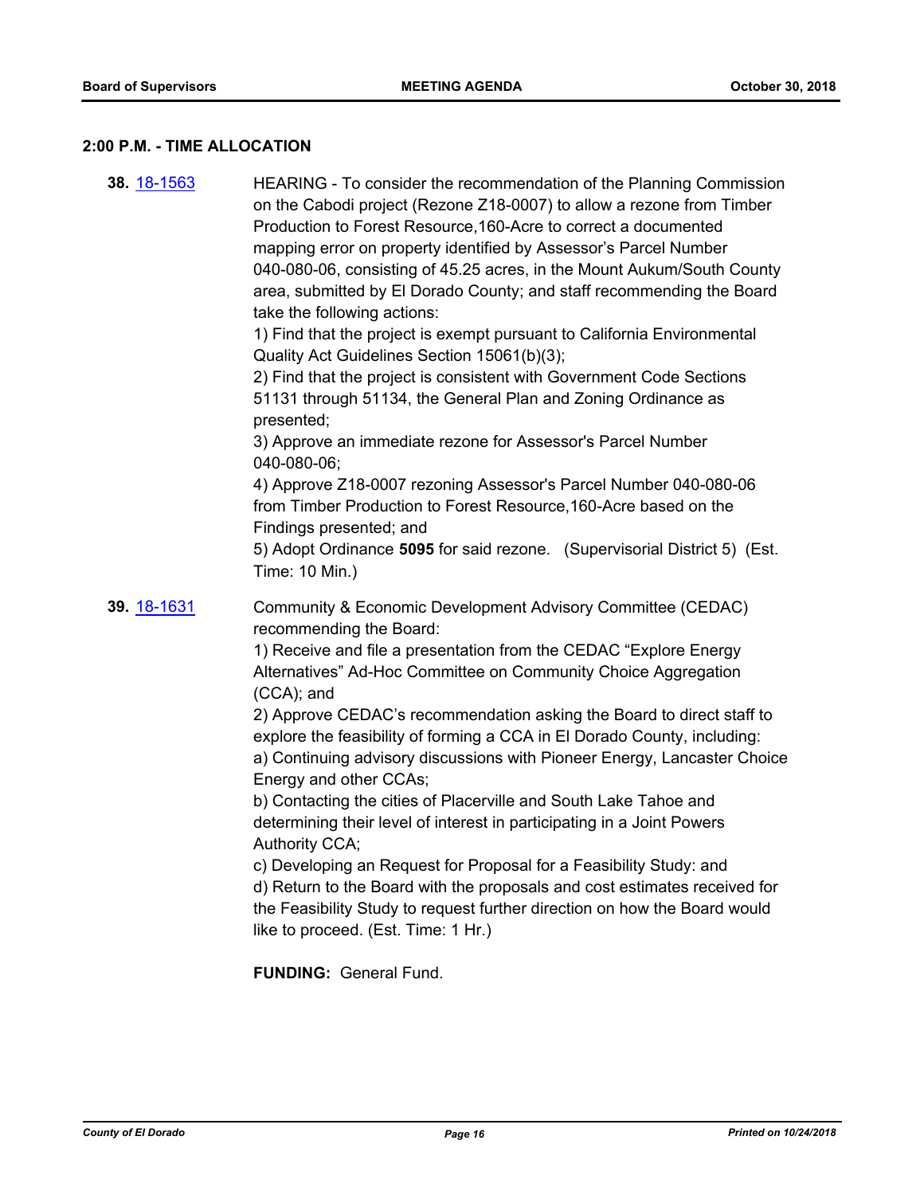### 2:00 P.M. - TIME ALLOCATION

**38.** 18-1563 HEARING - To consider the recommendation of the Planning Commission on the Cabodi project (Rezone Z18-0007) to allow a rezone from Timber Production to Forest Resource,160-Acre to correct a documented mapping error on property identified by Assessor's Parcel Number 040-080-06, consisting of 45.25 acres, in the Mount Aukum/South County area, submitted by El Dorado County; and staff recommending the Board take the following actions:

1) Find that the project is exempt pursuant to California Environmental Quality Act Guidelines Section 15061(b)(3);

2) Find that the project is consistent with Government Code Sections 51131 through 51134, the General Plan and Zoning Ordinance as presented;

3) Approve an immediate rezone for Assessor's Parcel Number 040-080-06;

4) Approve Z18-0007 rezoning Assessor's Parcel Number 040-080-06 from Timber Production to Forest Resource,160-Acre based on the Findings presented; and

5) Adopt Ordinance **5095** for said rezone. (Supervisorial District 5) (Est. Time: 10 Min.)

**39.** 18-1631 Community & Economic Development Advisory Committee (CEDAC) recommending the Board:

1) Receive and file a presentation from the CEDAC "Explore Energy Alternatives" Ad-Hoc Committee on Community Choice Aggregation (CCA); and

2) Approve CEDAC's recommendation asking the Board to direct staff to explore the feasibility of forming a CCA in El Dorado County, including:

a) Continuing advisory discussions with Pioneer Energy, Lancaster Choice Energy and other CCAs;

b) Contacting the cities of Placerville and South Lake Tahoe and determining their level of interest in participating in a Joint Powers Authority CCA;

c) Developing an Request for Proposal for a Feasibility Study: and

d) Return to the Board with the proposals and cost estimates received for the Feasibility Study to request further direction on how the Board would like to proceed. (Est. Time: 1 Hr.)

**FUNDING:** General Fund.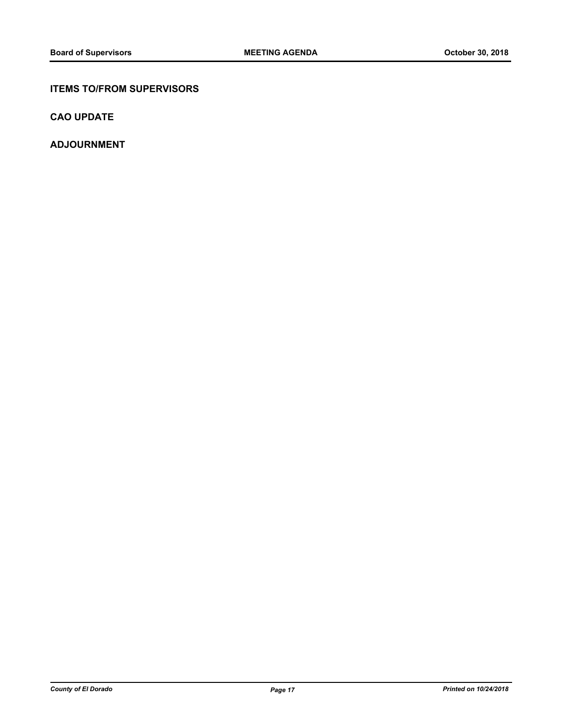## ITEMS TO/FROM SUPERVISORS

## CAO UPDATE

## ADJOURNMENT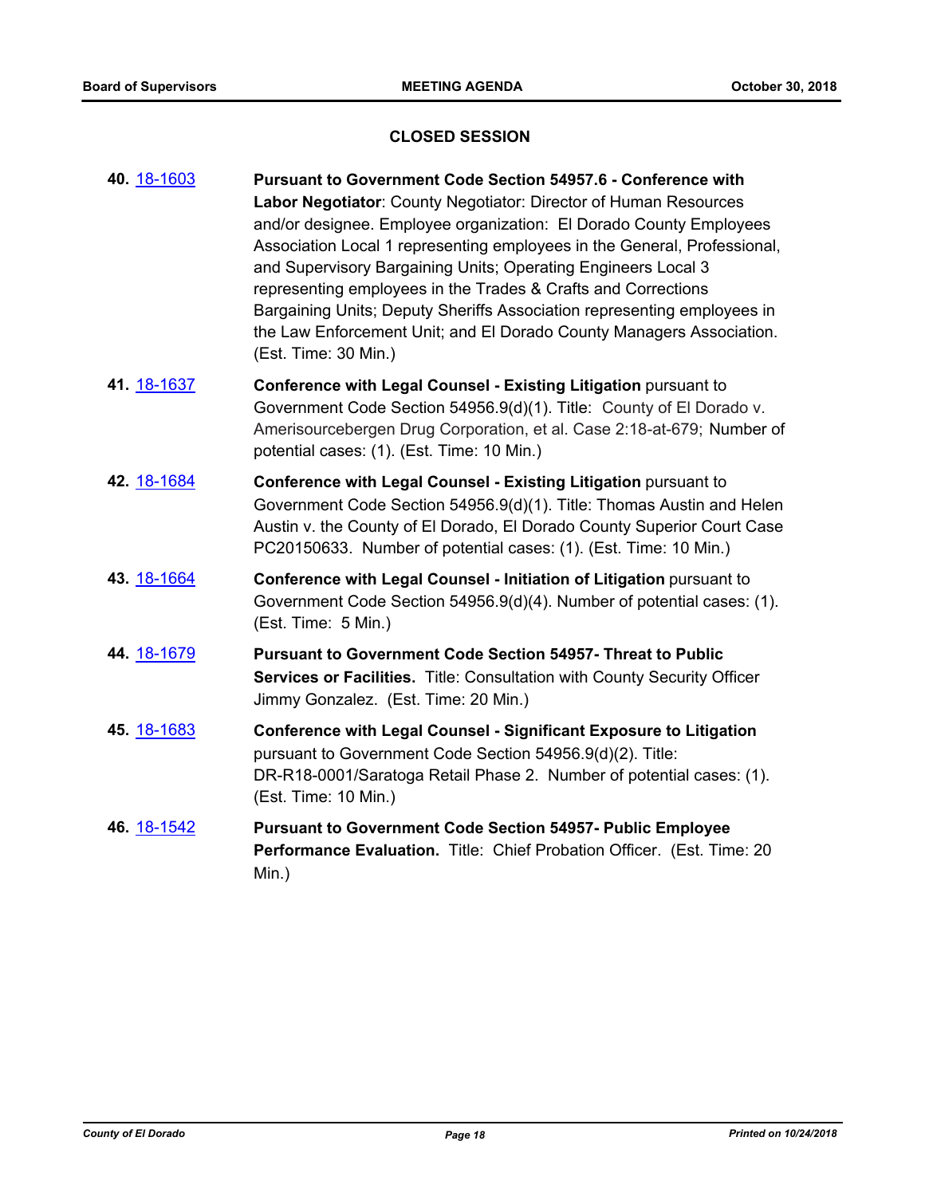## CLOSED SESSION

**40.** 18-1603 **Pursuant to Government Code Section 54957.6 - Conference with Labor Negotiator**: County Negotiator: Director of Human Resources and/or designee. Employee organization: El Dorado County Employees Association Local 1 representing employees in the General, Professional, and Supervisory Bargaining Units; Operating Engineers Local 3 representing employees in the Trades & Crafts and Corrections Bargaining Units; Deputy Sheriffs Association representing employees in the Law Enforcement Unit; and El Dorado County Managers Association. (Est. Time: 30 Min.)

**41.** 18-1637 **Conference with Legal Counsel - Existing Litigation** pursuant to Government Code Section 54956.9(d)(1). Title: County of El Dorado v. Amerisourcebergen Drug Corporation, et al. Case 2:18-at-679; Number of potential cases: (1). (Est. Time: 10 Min.)

**42.** 18-1684 **Conference with Legal Counsel - Existing Litigation** pursuant to Government Code Section 54956.9(d)(1). Title: Thomas Austin and Helen Austin v. the County of El Dorado, El Dorado County Superior Court Case PC20150633. Number of potential cases: (1). (Est. Time: 10 Min.)

**43.** 18-1664 **Conference with Legal Counsel - Initiation of Litigation** pursuant to Government Code Section 54956.9(d)(4). Number of potential cases: (1). (Est. Time: 5 Min.)

**44.** 18-1679 **Pursuant to Government Code Section 54957- Threat to Public Services or Facilities.** Title: Consultation with County Security Officer Jimmy Gonzalez. (Est. Time: 20 Min.)

**45.** 18-1683 **Conference with Legal Counsel - Significant Exposure to Litigation** pursuant to Government Code Section 54956.9(d)(2). Title: DR-R18-0001/Saratoga Retail Phase 2. Number of potential cases: (1). (Est. Time: 10 Min.)

**46.** 18-1542 **Pursuant to Government Code Section 54957- Public Employee Performance Evaluation.** Title: Chief Probation Officer. (Est. Time: 20 Min.)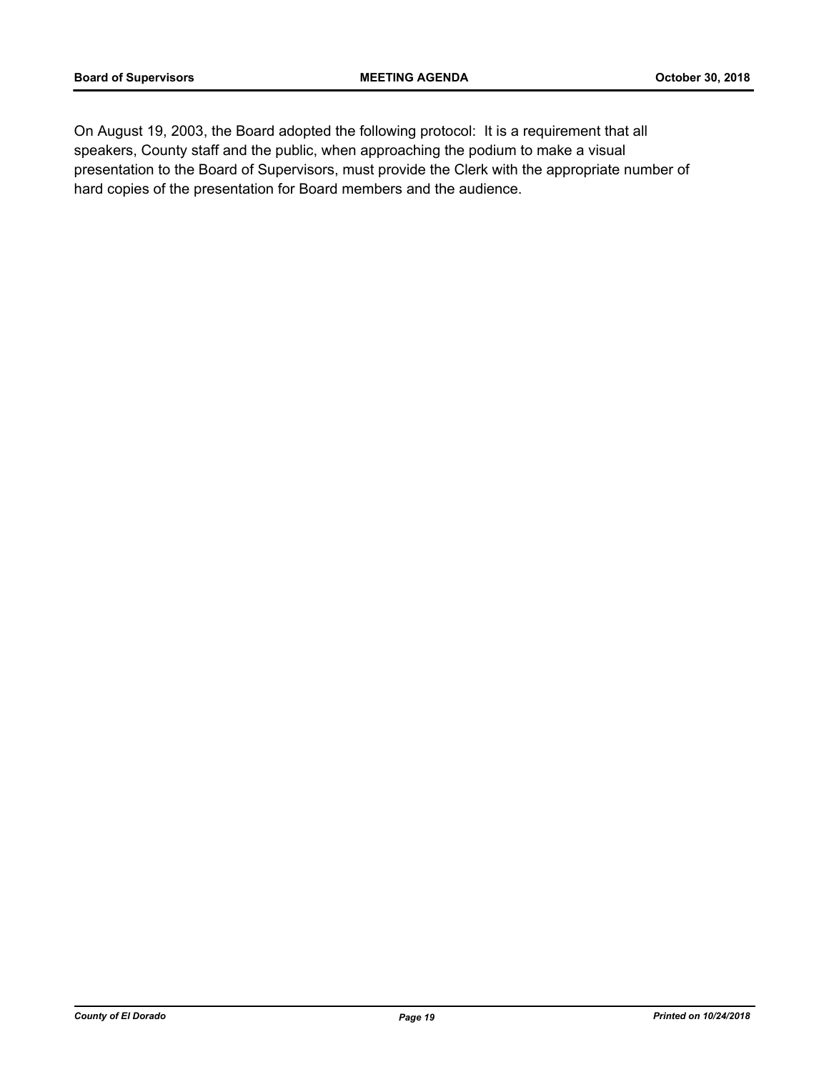On August 19, 2003, the Board adopted the following protocol: It is a requirement that all speakers, County staff and the public, when approaching the podium to make a visual presentation to the Board of Supervisors, must provide the Clerk with the appropriate number of hard copies of the presentation for Board members and the audience.